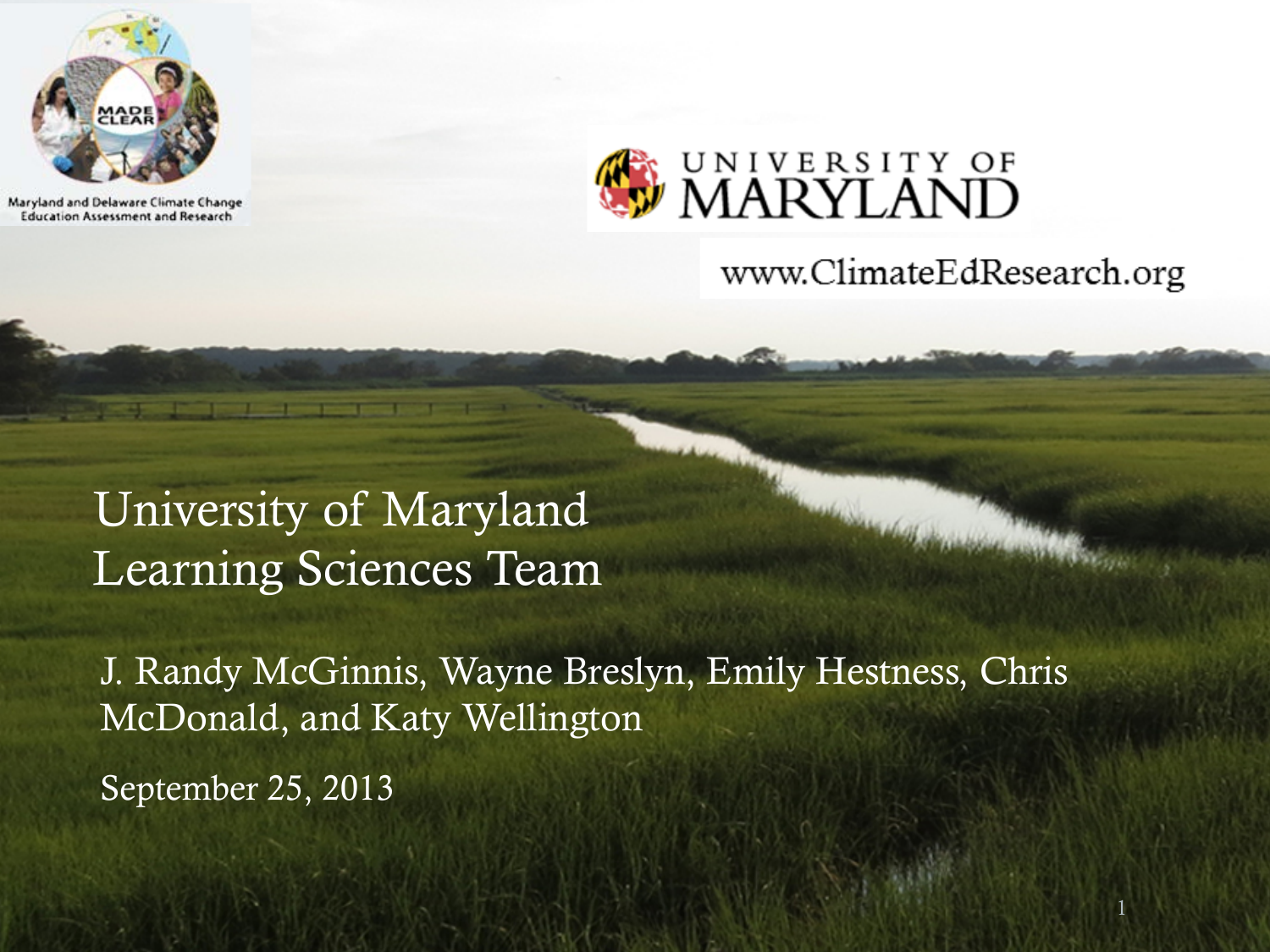MADE CLEAR

Maryland and Delaware Climate Change Education Assessment and Research

UNIVERSITY OF MARYLAND

www.ClimateEdResearch.org

# University of Maryland Learning Sciences Team

J. Randy McGinnis, Wayne Breslyn, Emily Hestness, Chris McDonald, and Katy Wellington

September 25, 2013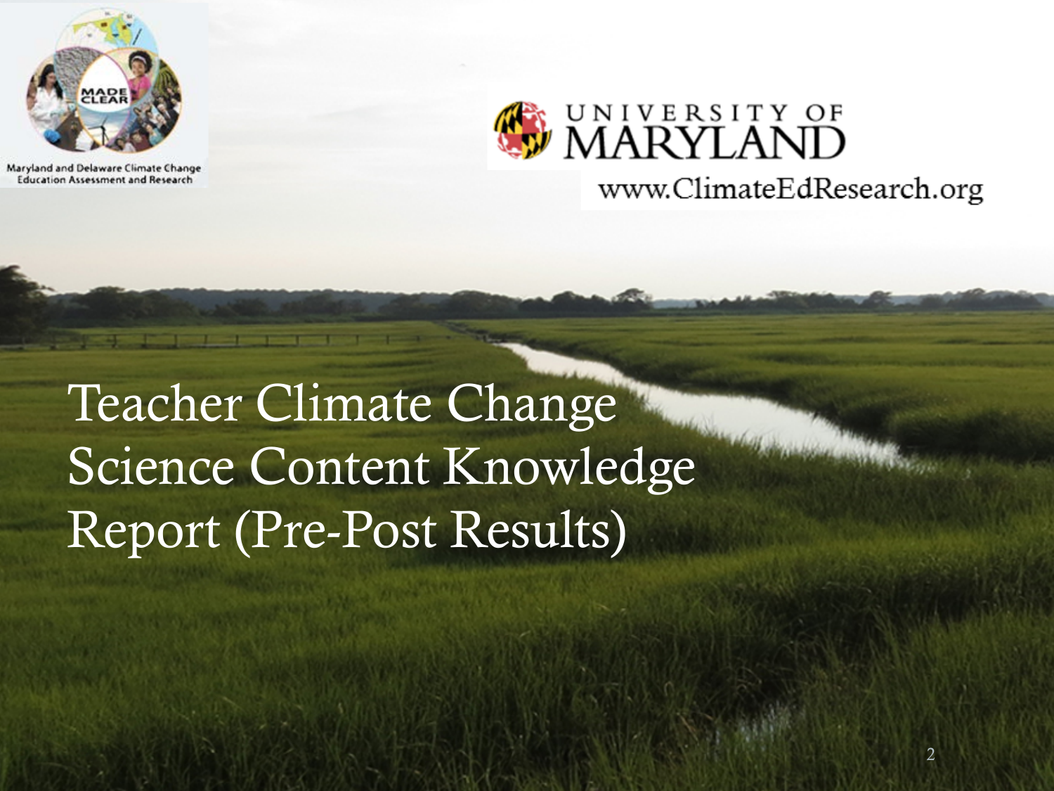Maryland and Delaware Climate Change Education Assessment and Research

UNIVERSITY OF MARYLAND

www.ClimateEdResearch.org

# Teacher Climate Change Science Content Knowledge Report (Pre-Post Results)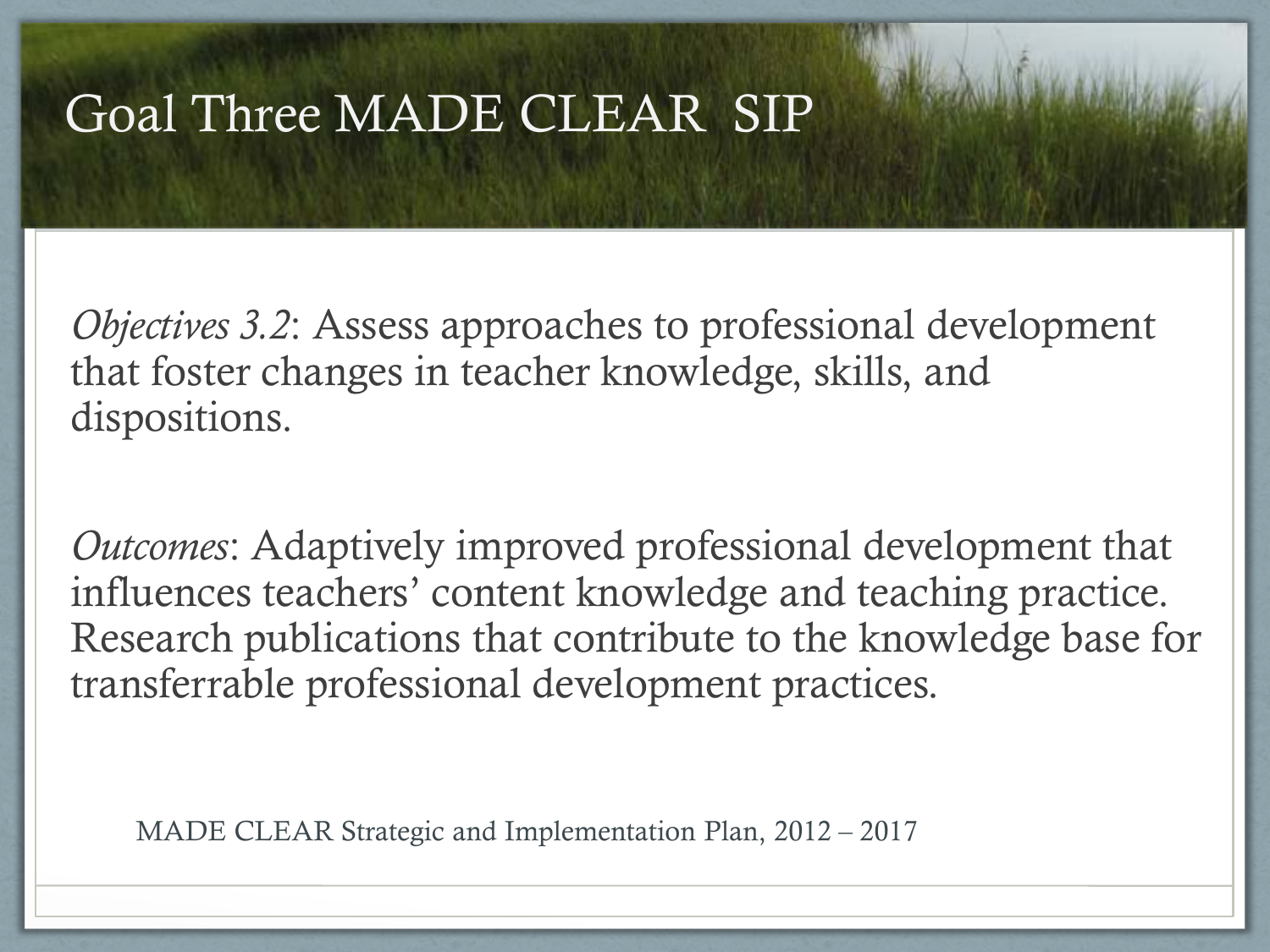# Goal Three MADE CLEAR SIP

*Objectives 3.2*: Assess approaches to professional development that foster changes in teacher knowledge, skills, and dispositions.

*Outcomes*: Adaptively improved professional development that influences teachers' content knowledge and teaching practice. Research publications that contribute to the knowledge base for transferrable professional development practices.

MADE CLEAR Strategic and Implementation Plan, 2012 – 2017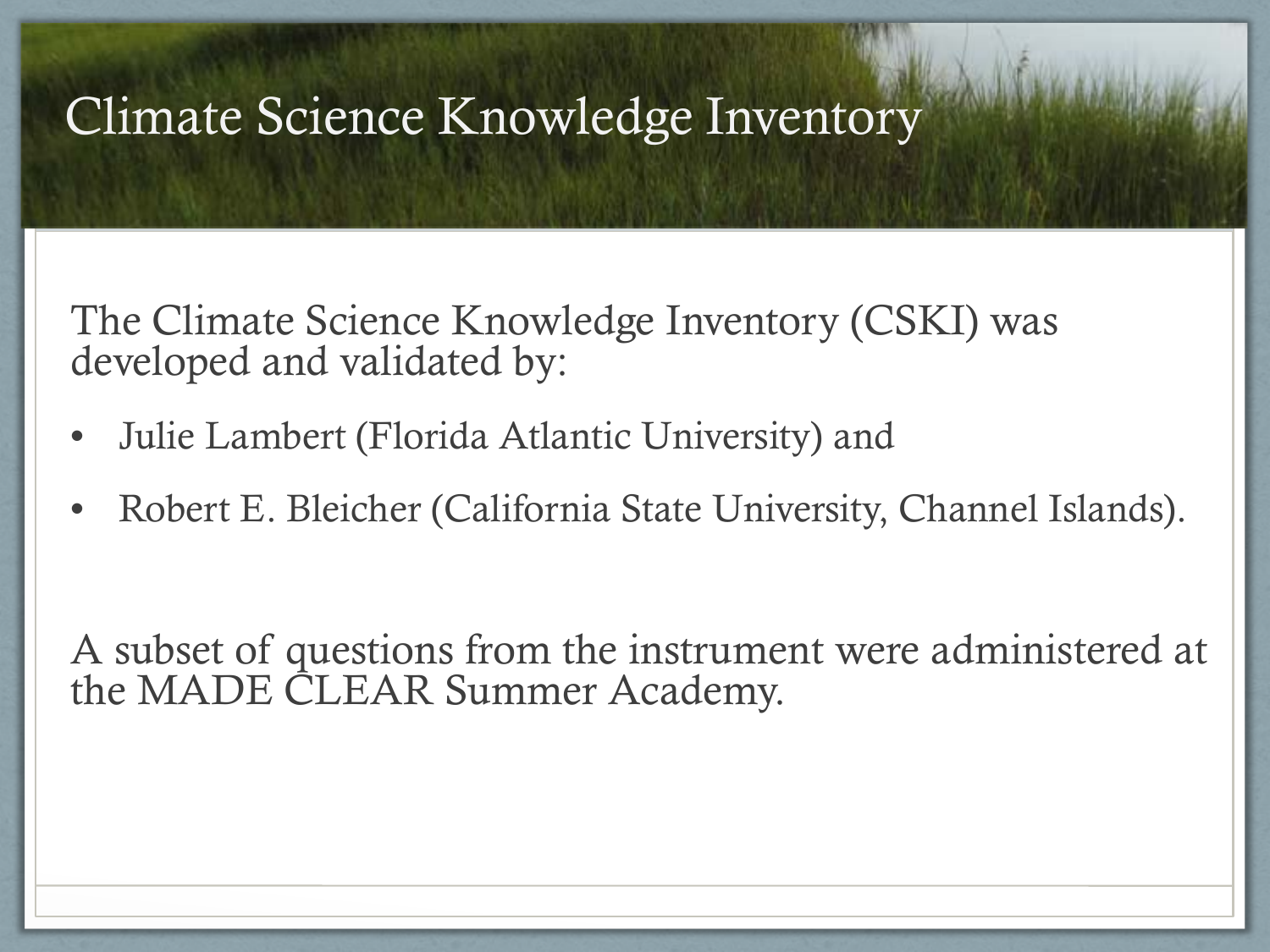# Climate Science Knowledge Inventory

The Climate Science Knowledge Inventory (CSKI) was developed and validated by:

- Julie Lambert (Florida Atlantic University) and
- Robert E. Bleicher (California State University, Channel Islands).

A subset of questions from the instrument were administered at the MADE CLEAR Summer Academy.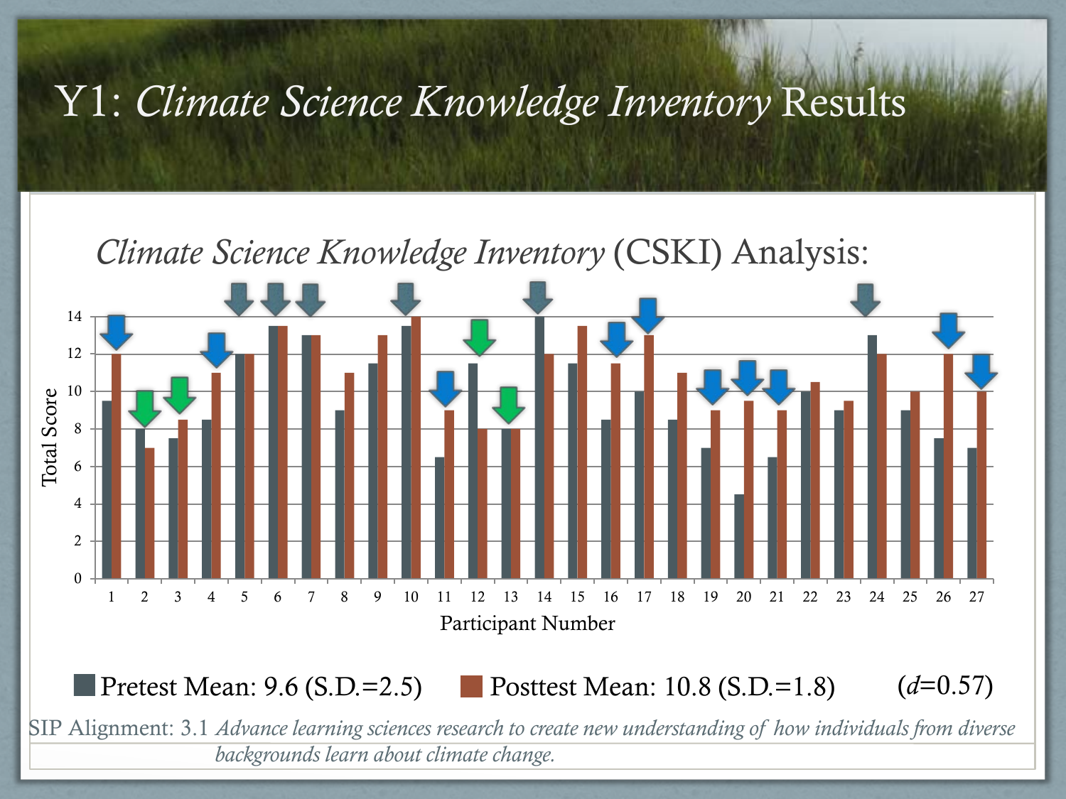# Y1: *Climate Science Knowledge Inventory* Results

## *Climate Science Knowledge Inventory* (CSKI) Analysis:

Total Score (0–14) by Participant Number (1–27)

Pretest Mean: 9.6 (S.D.=2.5) Posttest Mean: 10.8 (S.D.=1.8) (*d*=0.57)

SIP Alignment: 3.1 *Advance learning sciences research to create new understanding of how individuals from diverse backgrounds learn about climate change.*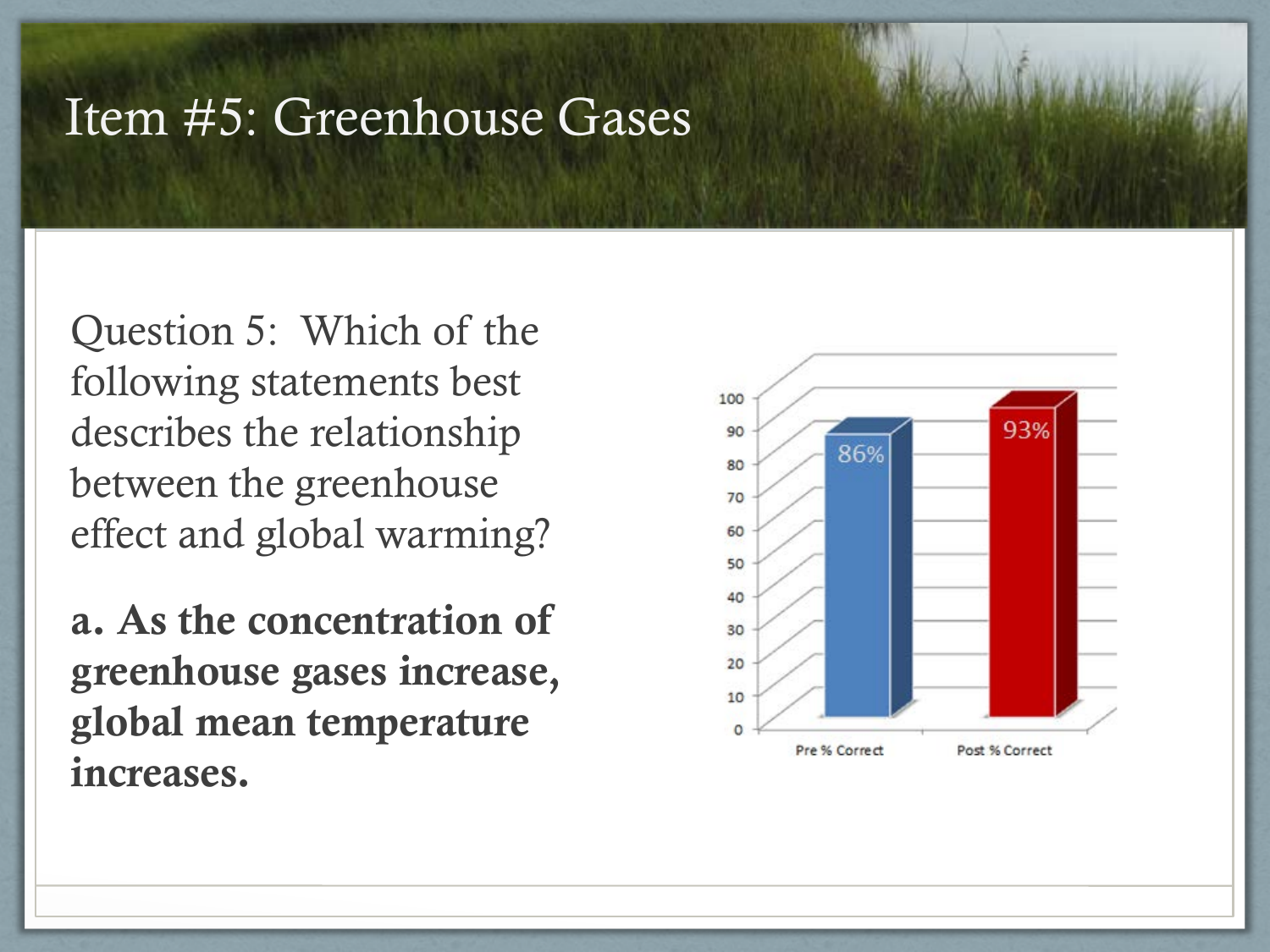# Item #5: Greenhouse Gases

Question 5: Which of the following statements best describes the relationship between the greenhouse effect and global warming?

**a. As the concentration of greenhouse gases increase, global mean temperature increases.**

| | Pre % Correct | Post % Correct |
|---|---|---|
| % Correct | 86% | 93% |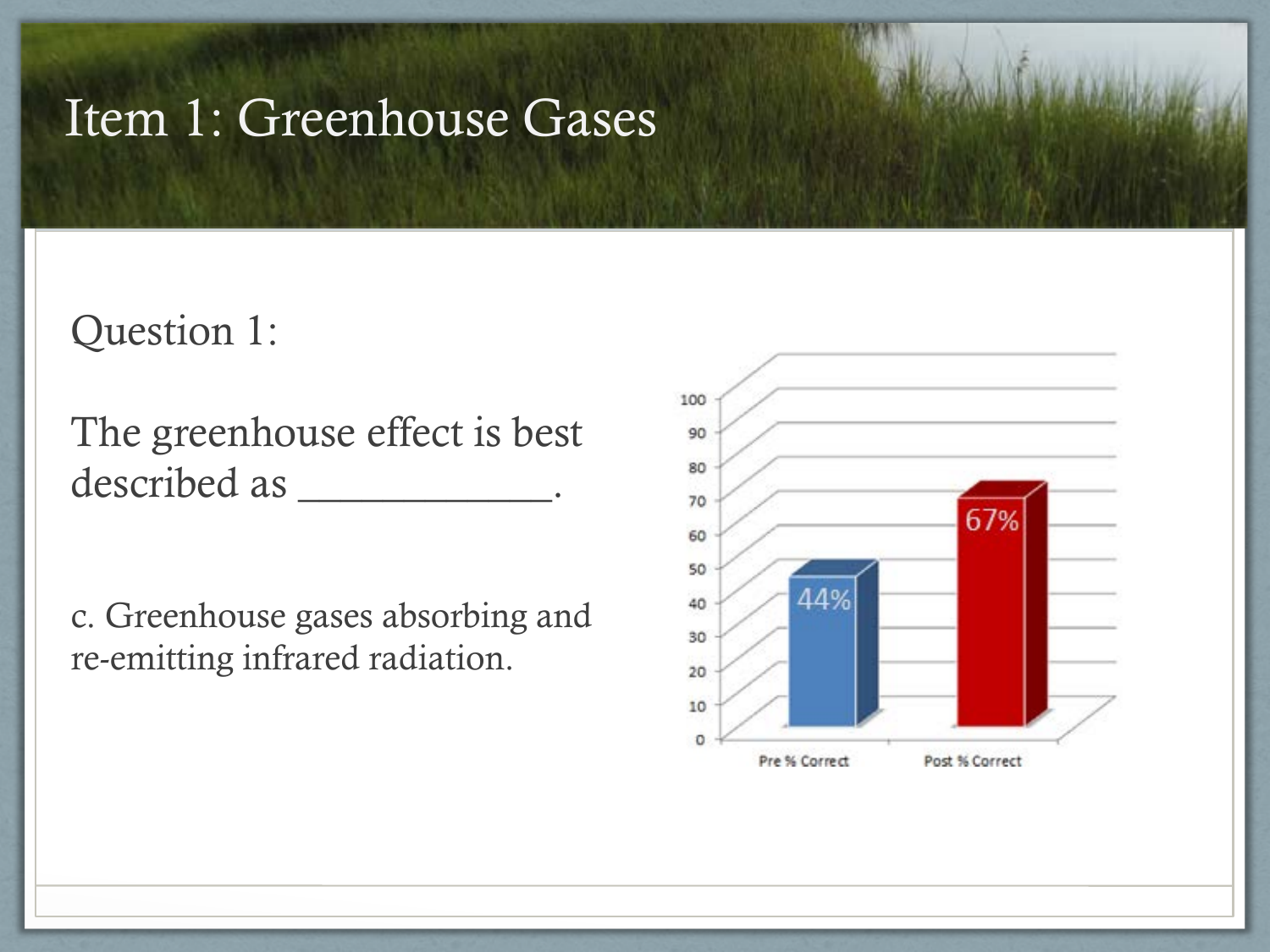# Item 1: Greenhouse Gases

Question 1:

The greenhouse effect is best described as ____________.

c. Greenhouse gases absorbing and re-emitting infrared radiation.

| | Pre % Correct | Post % Correct |
|---|---|---|
| % | 44% | 67% |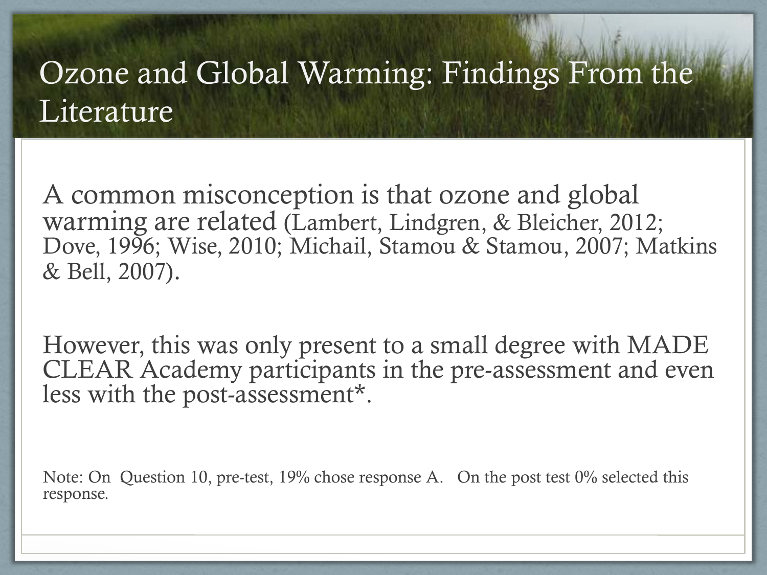# Ozone and Global Warming: Findings From the Literature

A common misconception is that ozone and global warming are related (Lambert, Lindgren, & Bleicher, 2012; Dove, 1996; Wise, 2010; Michail, Stamou & Stamou, 2007; Matkins & Bell, 2007).

However, this was only present to a small degree with MADE CLEAR Academy participants in the pre-assessment and even less with the post-assessment*.

Note: On Question 10, pre-test, 19% chose response A. On the post test 0% selected this response.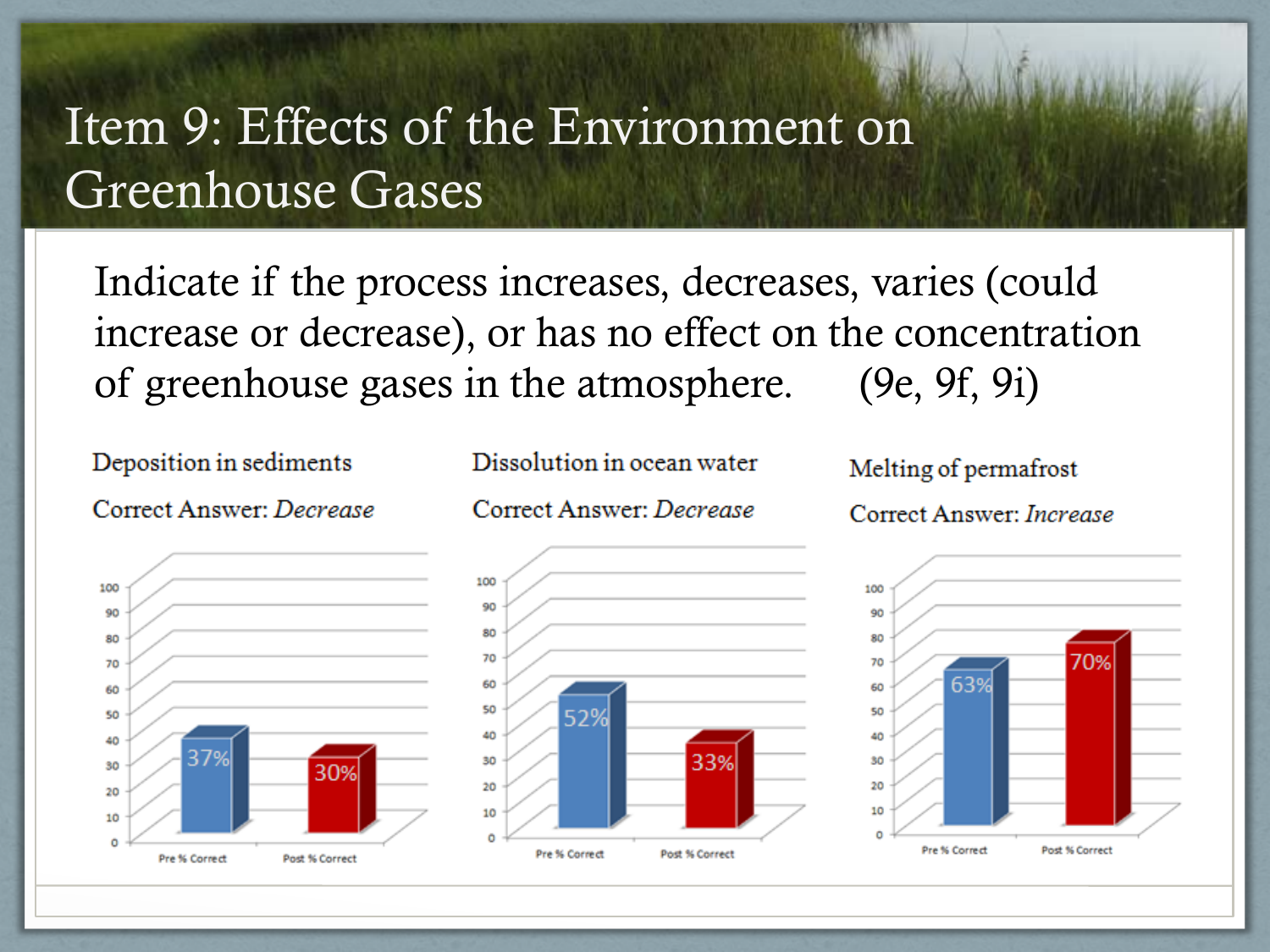# Item 9: Effects of the Environment on Greenhouse Gases

Indicate if the process increases, decreases, varies (could increase or decrease), or has no effect on the concentration of greenhouse gases in the atmosphere. (9e, 9f, 9i)

**Deposition in sediments**

Correct Answer: *Decrease*

| | Pre % Correct | Post % Correct |
|---|---|---|
| Deposition in sediments | 37% | 30% |

**Dissolution in ocean water**

Correct Answer: *Decrease*

| | Pre % Correct | Post % Correct |
|---|---|---|
| Dissolution in ocean water | 52% | 33% |

**Melting of permafrost**

Correct Answer: *Increase*

| | Pre % Correct | Post % Correct |
|---|---|---|
| Melting of permafrost | 63% | 70% |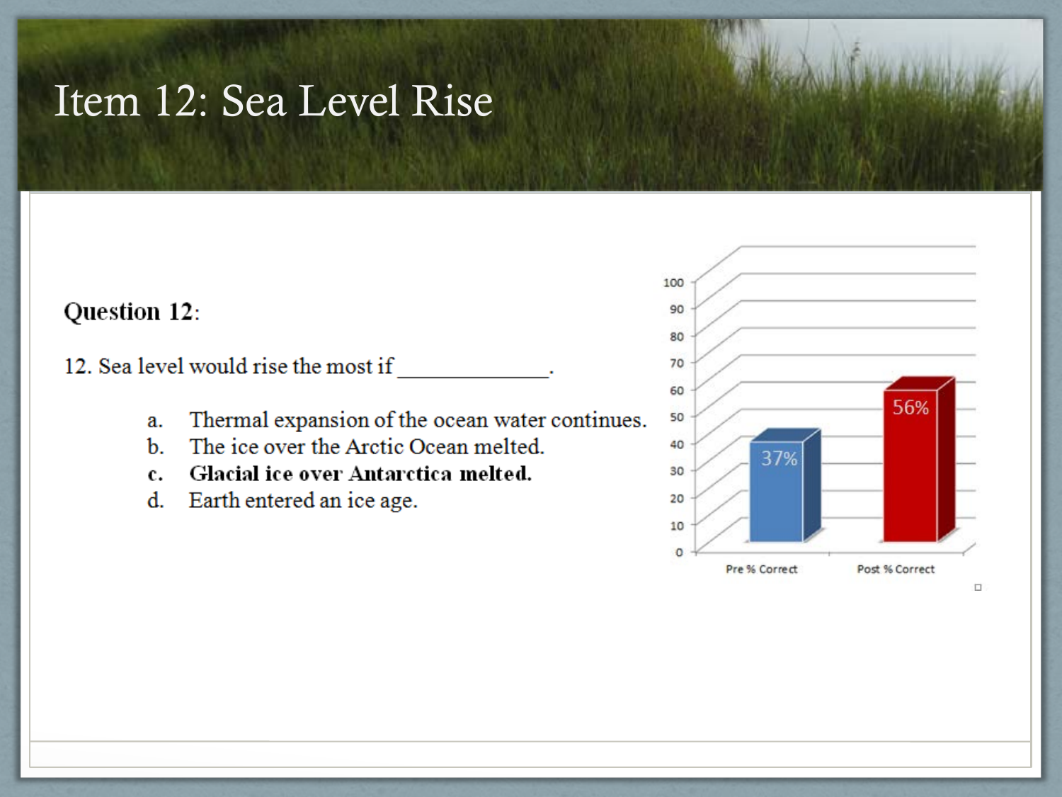# Item 12: Sea Level Rise

**Question 12**:

12. Sea level would rise the most if _____________.

a. Thermal expansion of the ocean water continues.
b. The ice over the Arctic Ocean melted.
c. **Glacial ice over Antarctica melted.**
d. Earth entered an ice age.

| | Pre % Correct | Post % Correct |
|---|---|---|
| % Correct | 37% | 56% |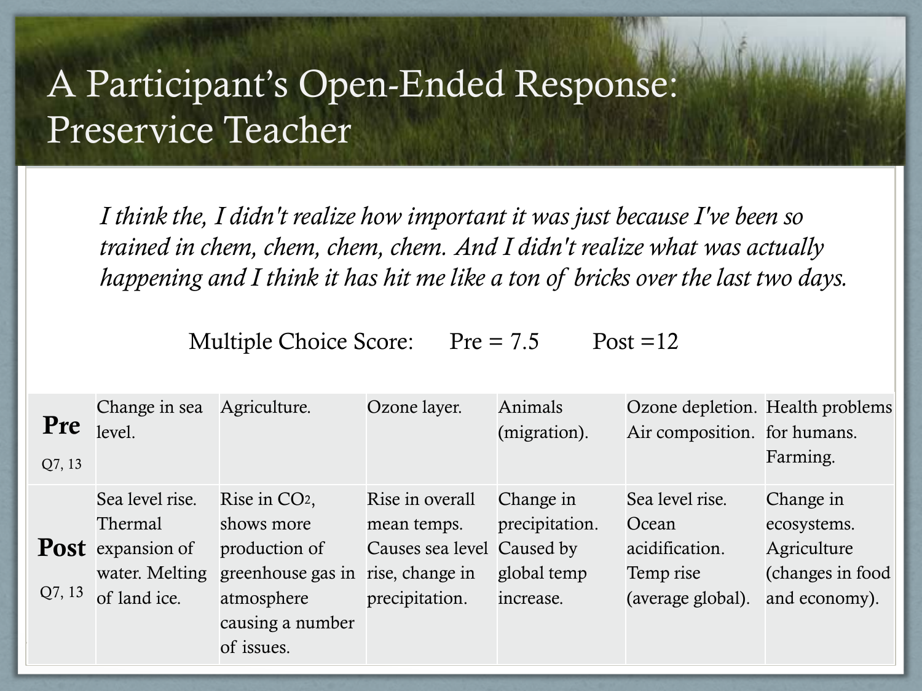# A Participant's Open-Ended Response: Preservice Teacher

*I think the, I didn't realize how important it was just because I've been so trained in chem, chem, chem, chem. And I didn't realize what was actually happening and I think it has hit me like a ton of bricks over the last two days.*

Multiple Choice Score: Pre = 7.5 Post =12

| | | | | | | |
|---|---|---|---|---|---|---|
| **Pre** Q7, 13 | Change in sea level. | Agriculture. | Ozone layer. | Animals (migration). | Ozone depletion. Air composition. | Health problems for humans. Farming. |
| **Post** Q7, 13 | Sea level rise. Thermal expansion of water. Melting of land ice. | Rise in $CO_2$, shows more production of greenhouse gas in atmosphere causing a number of issues. | Rise in overall mean temps. Causes sea level rise, change in precipitation. | Change in precipitation. Caused by global temp increase. | Sea level rise. Ocean acidification. Temp rise (average global). | Change in ecosystems. Agriculture (changes in food and economy). |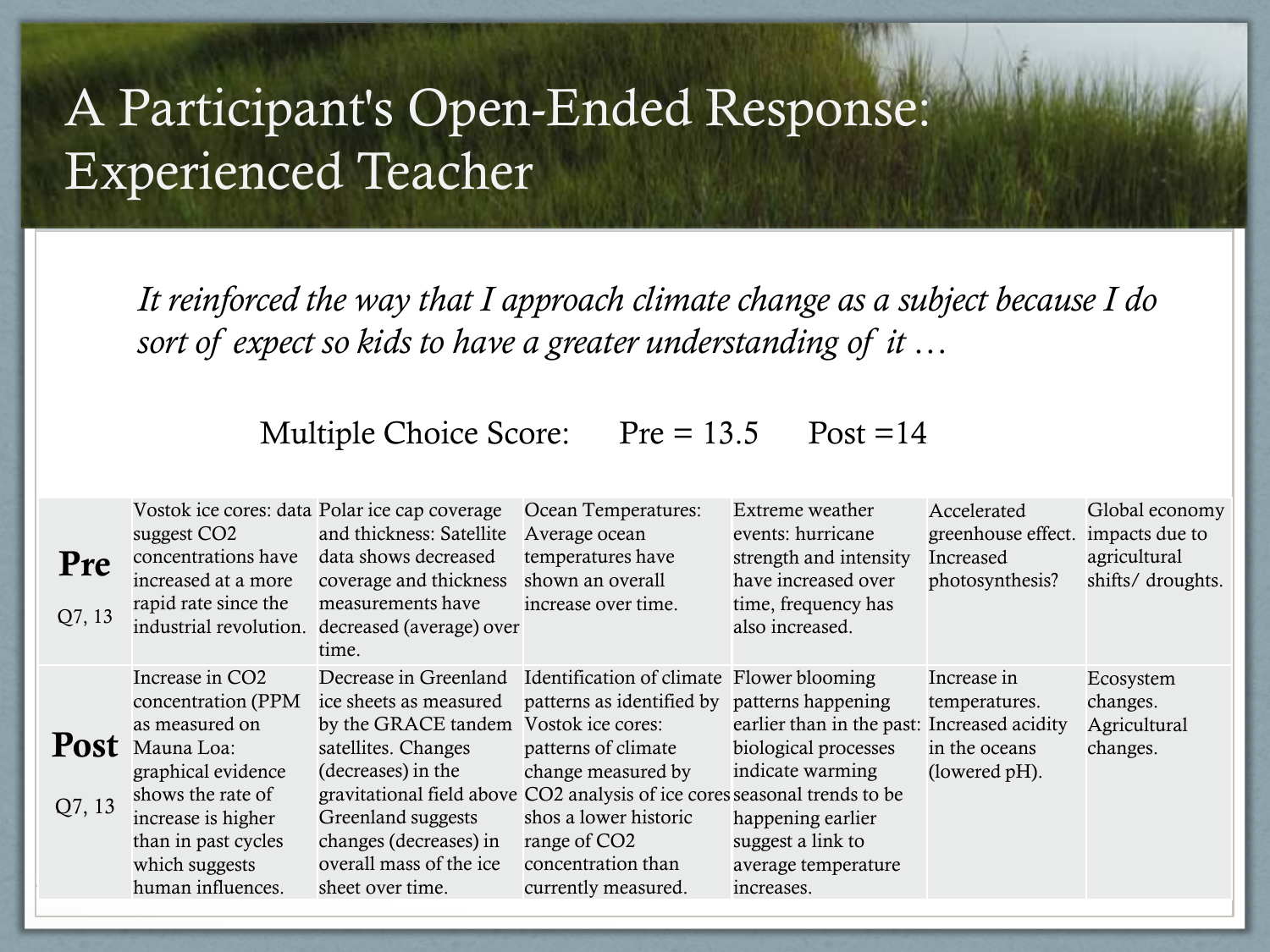# A Participant's Open-Ended Response: Experienced Teacher

*It reinforced the way that I approach climate change as a subject because I do sort of expect so kids to have a greater understanding of it …*

Multiple Choice Score: Pre = 13.5 Post =14

| | | | | | | |
|---|---|---|---|---|---|---|
| **Pre** Q7, 13 | Vostok ice cores: data suggest CO2 concentrations have increased at a more rapid rate since the industrial revolution. | Polar ice cap coverage and thickness: Satellite data shows decreased coverage and thickness measurements have decreased (average) over time. | Ocean Temperatures: Average ocean temperatures have shown an overall increase over time. | Extreme weather events: hurricane strength and intensity have increased over time, frequency has also increased. | Accelerated greenhouse effect. Increased photosynthesis? | Global economy impacts due to agricultural shifts/ droughts. |
| **Post** Q7, 13 | Increase in CO2 concentration (PPM as measured on Mauna Loa: graphical evidence shows the rate of increase is higher than in past cycles which suggests human influences. | Decrease in Greenland ice sheets as measured by the GRACE tandem satellites. Changes (decreases) in the gravitational field above Greenland suggests changes (decreases) in overall mass of the ice sheet over time. | Identification of climate patterns as identified by Vostok ice cores: patterns of climate change measured by CO2 analysis of ice cores shos a lower historic range of CO2 concentration than currently measured. | Flower blooming patterns happening earlier than in the past: biological processes indicate warming seasonal trends to be happening earlier suggest a link to average temperature increases. | Increase in temperatures. Increased acidity in the oceans (lowered pH). | Ecosystem changes. Agricultural changes. |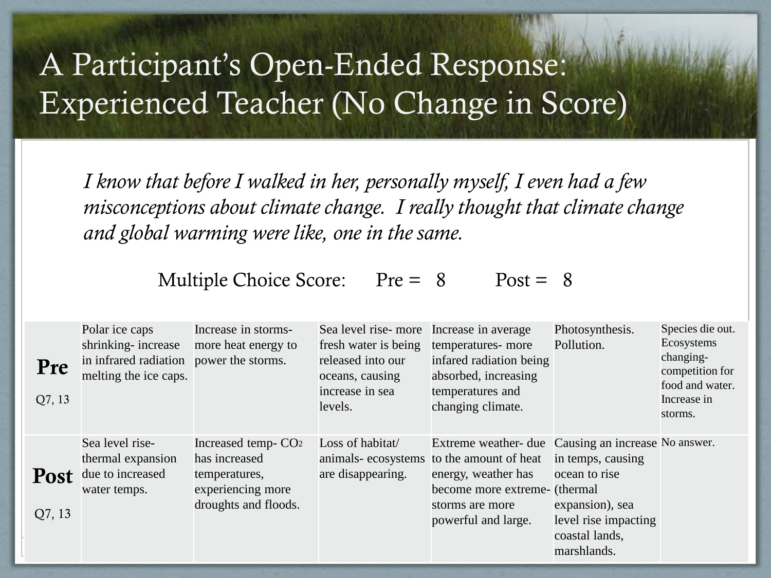# A Participant's Open-Ended Response: Experienced Teacher (No Change in Score)

*I know that before I walked in her, personally myself, I even had a few misconceptions about climate change. I really thought that climate change and global warming were like, one in the same.*

Multiple Choice Score: Pre = 8 Post = 8

| | | | | | | |
|---|---|---|---|---|---|---|
| **Pre** Q7, 13 | Polar ice caps shrinking- increase in infrared radiation melting the ice caps. | Increase in storms- more heat energy to power the storms. | Sea level rise- more fresh water is being released into our oceans, causing increase in sea levels. | Increase in average temperatures- more infared radiation being absorbed, increasing temperatures and changing climate. | Photosynthesis. Pollution. | Species die out. Ecosystems changing- competition for food and water. Increase in storms. |
| **Post** Q7, 13 | Sea level rise- thermal expansion due to increased water temps. | Increased temp- $CO_2$ has increased temperatures, experiencing more droughts and floods. | Loss of habitat/ animals- ecosystems are disappearing. | Extreme weather- due to the amount of heat energy, weather has become more extreme- storms are more powerful and large. | Causing an increase in temps, causing ocean to rise (thermal expansion), sea level rise impacting coastal lands, marshlands. | No answer. |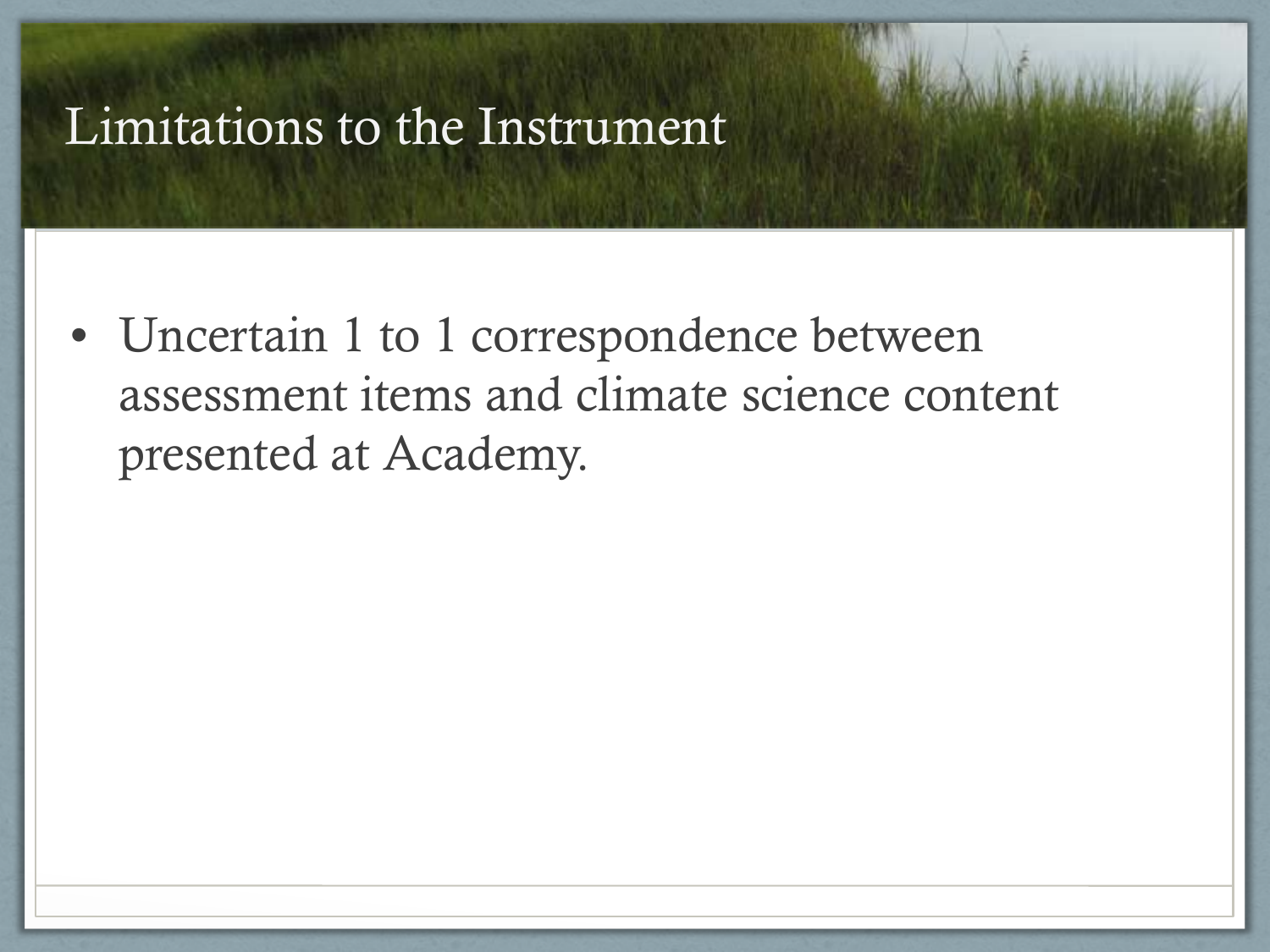# Limitations to the Instrument

- Uncertain 1 to 1 correspondence between assessment items and climate science content presented at Academy.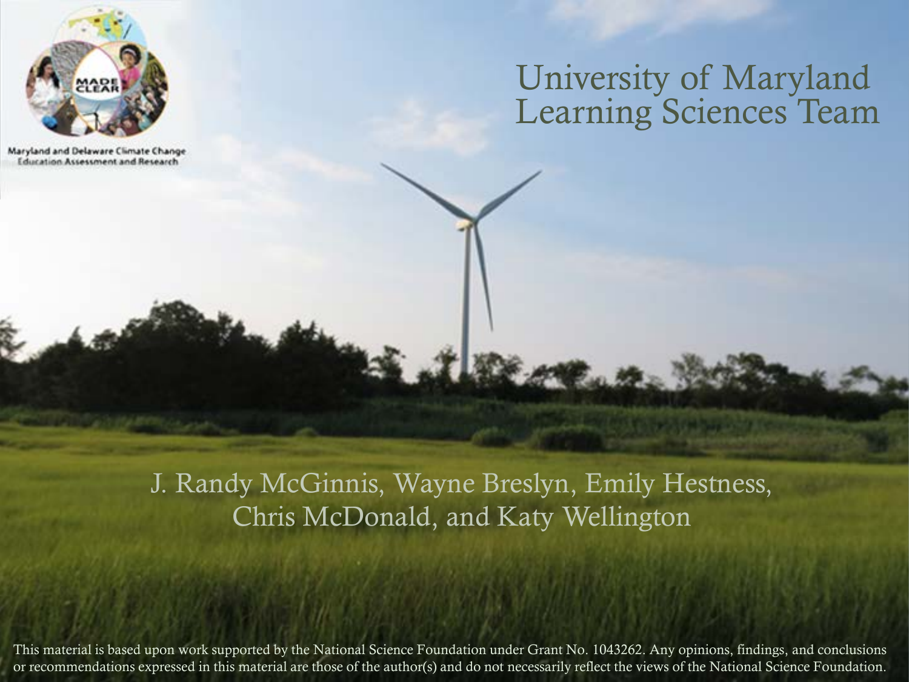Maryland and Delaware Climate Change Education Assessment and Research

# University of Maryland Learning Sciences Team

J. Randy McGinnis, Wayne Breslyn, Emily Hestness, Chris McDonald, and Katy Wellington

This material is based upon work supported by the National Science Foundation under Grant No. 1043262. Any opinions, findings, and conclusions or recommendations expressed in this material are those of the author(s) and do not necessarily reflect the views of the National Science Foundation.